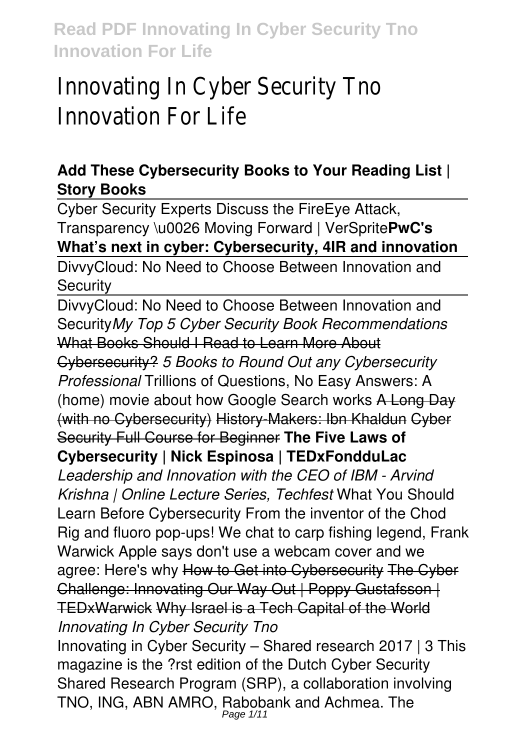# Innovating In Cyber Security Tno Innovation For Life

**Add These Cybersecurity Books to Your Reading List | Story Books**

Cyber Security Experts Discuss the FireEye Attack, Transparency \u0026 Moving Forward | VerSprite**PwC's What's next in cyber: Cybersecurity, 4IR and innovation**

DivvyCloud: No Need to Choose Between Innovation and Security

DivvyCloud: No Need to Choose Between Innovation and Security*My Top 5 Cyber Security Book Recommendations* ~~What Books Should I Read to Learn More About Cybersecurity?~~ *5 Books to Round Out any Cybersecurity Professional* Trillions of Questions, No Easy Answers: A (home) movie about how Google Search works ~~A Long Day (with no Cybersecurity)~~ ~~History-Makers: Ibn Khaldun~~ ~~Cyber Security Full Course for Beginner~~ **The Five Laws of Cybersecurity | Nick Espinosa | TEDxFondduLac** *Leadership and Innovation with the CEO of IBM - Arvind Krishna | Online Lecture Series, Techfest* What You Should Learn Before Cybersecurity From the inventor of the Chod Rig and fluoro pop-ups! We chat to carp fishing legend, Frank Warwick Apple says don't use a webcam cover and we agree: Here's why ~~How to Get into Cybersecurity~~ ~~The Cyber Challenge: Innovating Our Way Out | Poppy Gustafsson | TEDxWarwick~~ ~~Why Israel is a Tech Capital of the World~~ *Innovating In Cyber Security Tno*

Innovating in Cyber Security – Shared research 2017 | 3 This magazine is the ?rst edition of the Dutch Cyber Security Shared Research Program (SRP), a collaboration involving TNO, ING, ABN AMRO, Rabobank and Achmea. The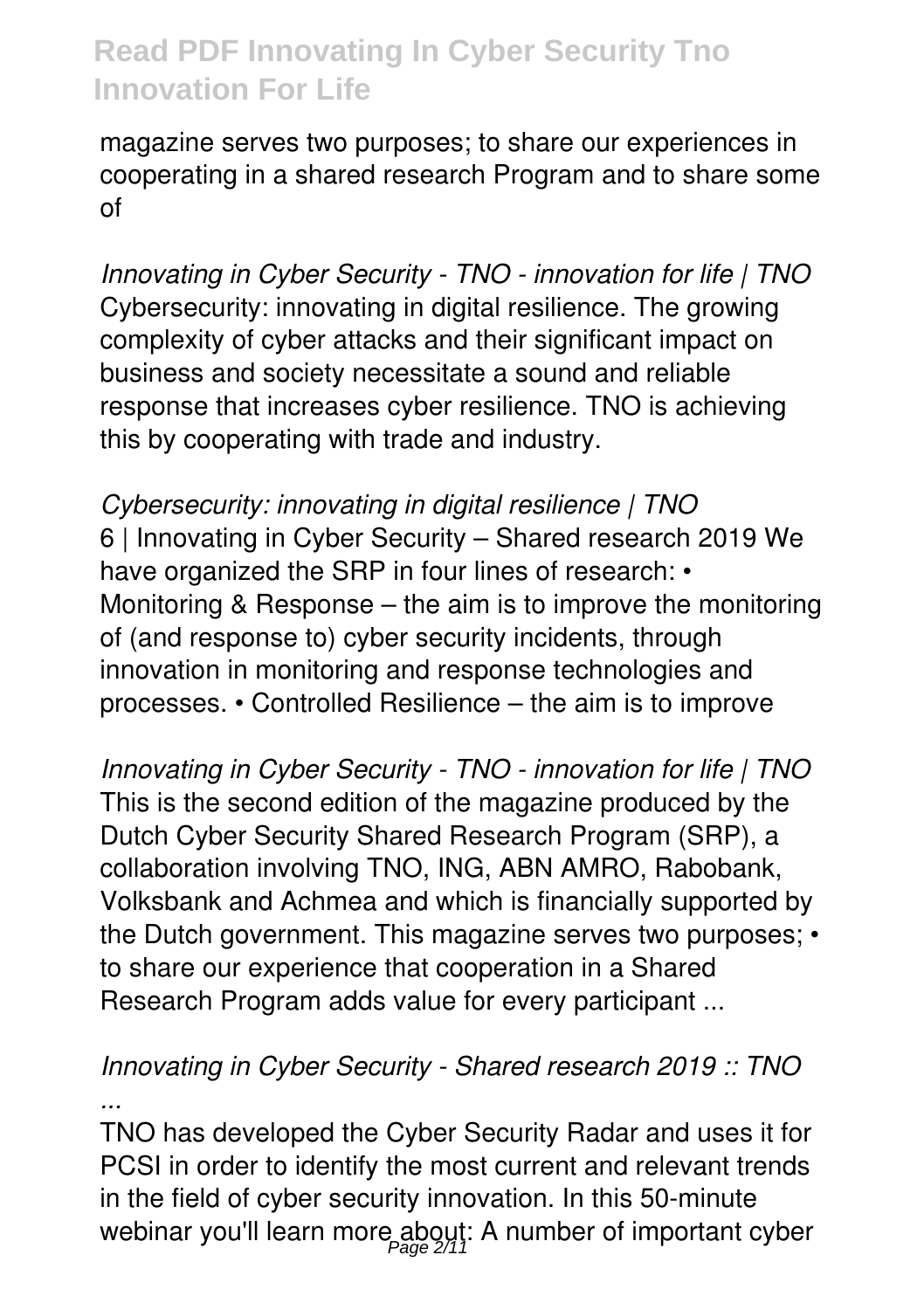magazine serves two purposes; to share our experiences in cooperating in a shared research Program and to share some of

*Innovating in Cyber Security - TNO - innovation for life | TNO*
Cybersecurity: innovating in digital resilience. The growing complexity of cyber attacks and their significant impact on business and society necessitate a sound and reliable response that increases cyber resilience. TNO is achieving this by cooperating with trade and industry.

*Cybersecurity: innovating in digital resilience | TNO*
6 | Innovating in Cyber Security – Shared research 2019 We have organized the SRP in four lines of research: • Monitoring & Response – the aim is to improve the monitoring of (and response to) cyber security incidents, through innovation in monitoring and response technologies and processes. • Controlled Resilience – the aim is to improve

*Innovating in Cyber Security - TNO - innovation for life | TNO*
This is the second edition of the magazine produced by the Dutch Cyber Security Shared Research Program (SRP), a collaboration involving TNO, ING, ABN AMRO, Rabobank, Volksbank and Achmea and which is financially supported by the Dutch government. This magazine serves two purposes; • to share our experience that cooperation in a Shared Research Program adds value for every participant ...

*Innovating in Cyber Security - Shared research 2019 :: TNO ...*
TNO has developed the Cyber Security Radar and uses it for PCSI in order to identify the most current and relevant trends in the field of cyber security innovation. In this 50-minute webinar you'll learn more about: A number of important cyber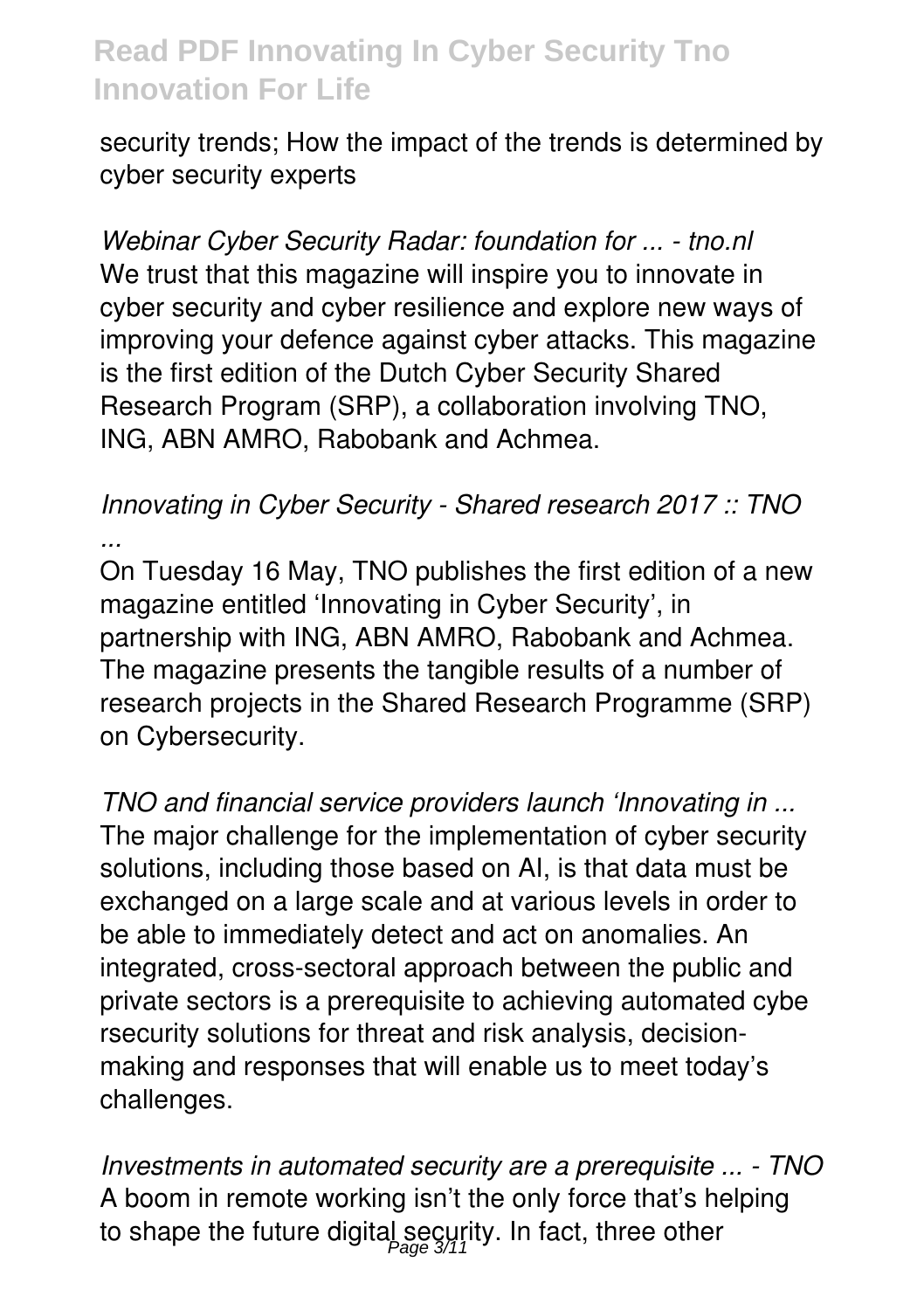security trends; How the impact of the trends is determined by cyber security experts

*Webinar Cyber Security Radar: foundation for ... - tno.nl*
We trust that this magazine will inspire you to innovate in cyber security and cyber resilience and explore new ways of improving your defence against cyber attacks. This magazine is the first edition of the Dutch Cyber Security Shared Research Program (SRP), a collaboration involving TNO, ING, ABN AMRO, Rabobank and Achmea.

*Innovating in Cyber Security - Shared research 2017 :: TNO ...*
On Tuesday 16 May, TNO publishes the first edition of a new magazine entitled 'Innovating in Cyber Security', in partnership with ING, ABN AMRO, Rabobank and Achmea. The magazine presents the tangible results of a number of research projects in the Shared Research Programme (SRP) on Cybersecurity.

*TNO and financial service providers launch 'Innovating in ...*
The major challenge for the implementation of cyber security solutions, including those based on AI, is that data must be exchanged on a large scale and at various levels in order to be able to immediately detect and act on anomalies. An integrated, cross-sectoral approach between the public and private sectors is a prerequisite to achieving automated cybe rsecurity solutions for threat and risk analysis, decision-making and responses that will enable us to meet today's challenges.

*Investments in automated security are a prerequisite ... - TNO*
A boom in remote working isn't the only force that's helping to shape the future digital security. In fact, three other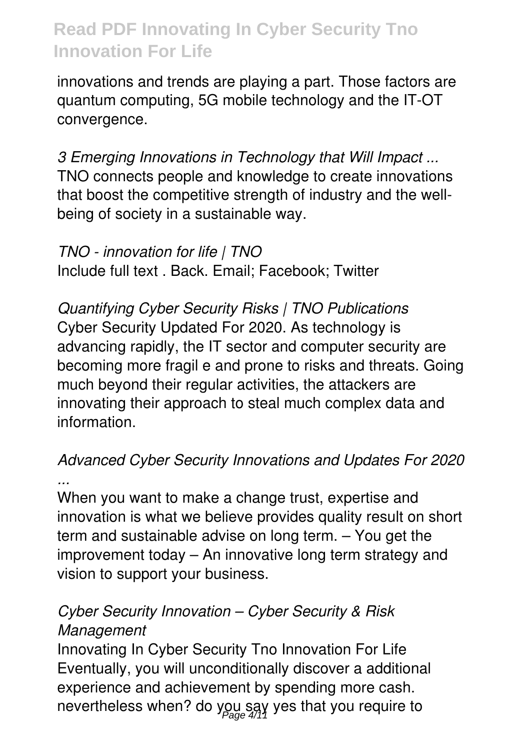innovations and trends are playing a part. Those factors are quantum computing, 5G mobile technology and the IT-OT convergence.

*3 Emerging Innovations in Technology that Will Impact ...*
TNO connects people and knowledge to create innovations that boost the competitive strength of industry and the well-being of society in a sustainable way.

*TNO - innovation for life | TNO*
Include full text . Back. Email; Facebook; Twitter

*Quantifying Cyber Security Risks | TNO Publications*
Cyber Security Updated For 2020. As technology is advancing rapidly, the IT sector and computer security are becoming more fragil e and prone to risks and threats. Going much beyond their regular activities, the attackers are innovating their approach to steal much complex data and information.

*Advanced Cyber Security Innovations and Updates For 2020 ...*
When you want to make a change trust, expertise and innovation is what we believe provides quality result on short term and sustainable advise on long term. – You get the improvement today – An innovative long term strategy and vision to support your business.

*Cyber Security Innovation – Cyber Security & Risk Management*
Innovating In Cyber Security Tno Innovation For Life Eventually, you will unconditionally discover a additional experience and achievement by spending more cash. nevertheless when? do you say yes that you require to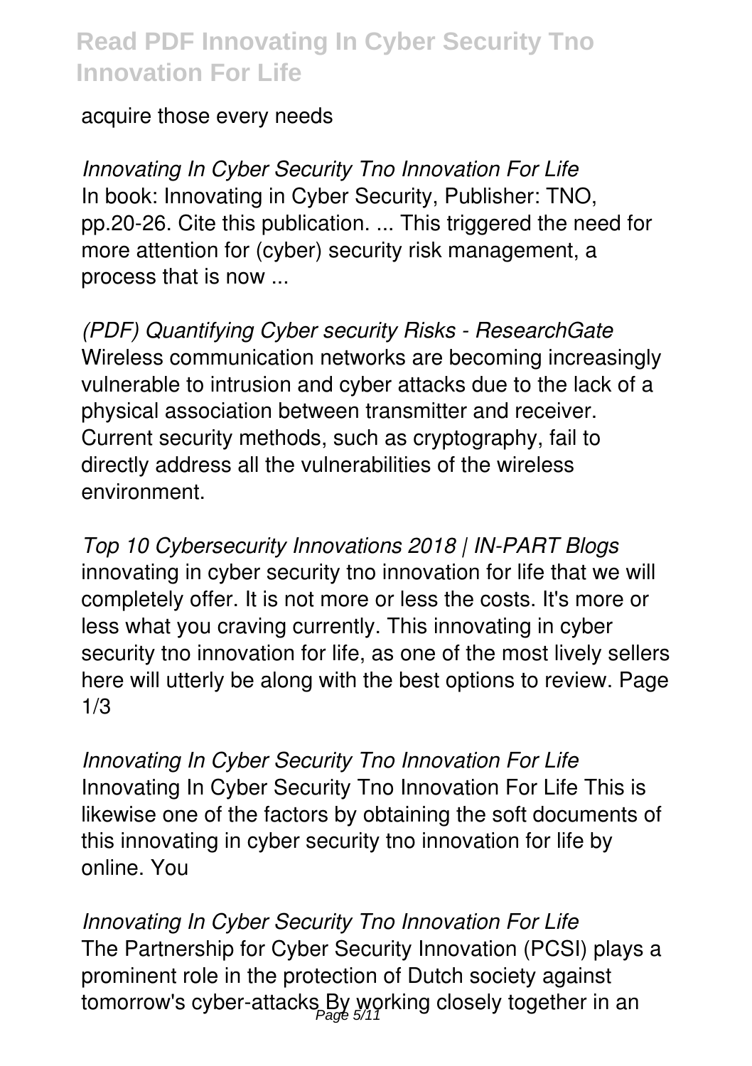acquire those every needs

*Innovating In Cyber Security Tno Innovation For Life*
In book: Innovating in Cyber Security, Publisher: TNO, pp.20-26. Cite this publication. ... This triggered the need for more attention for (cyber) security risk management, a process that is now ...

*(PDF) Quantifying Cyber security Risks - ResearchGate*
Wireless communication networks are becoming increasingly vulnerable to intrusion and cyber attacks due to the lack of a physical association between transmitter and receiver. Current security methods, such as cryptography, fail to directly address all the vulnerabilities of the wireless environment.

*Top 10 Cybersecurity Innovations 2018 | IN-PART Blogs*
innovating in cyber security tno innovation for life that we will completely offer. It is not more or less the costs. It's more or less what you craving currently. This innovating in cyber security tno innovation for life, as one of the most lively sellers here will utterly be along with the best options to review. Page 1/3

*Innovating In Cyber Security Tno Innovation For Life*
Innovating In Cyber Security Tno Innovation For Life This is likewise one of the factors by obtaining the soft documents of this innovating in cyber security tno innovation for life by online. You

*Innovating In Cyber Security Tno Innovation For Life*
The Partnership for Cyber Security Innovation (PCSI) plays a prominent role in the protection of Dutch society against tomorrow's cyber-attacks By working closely together in an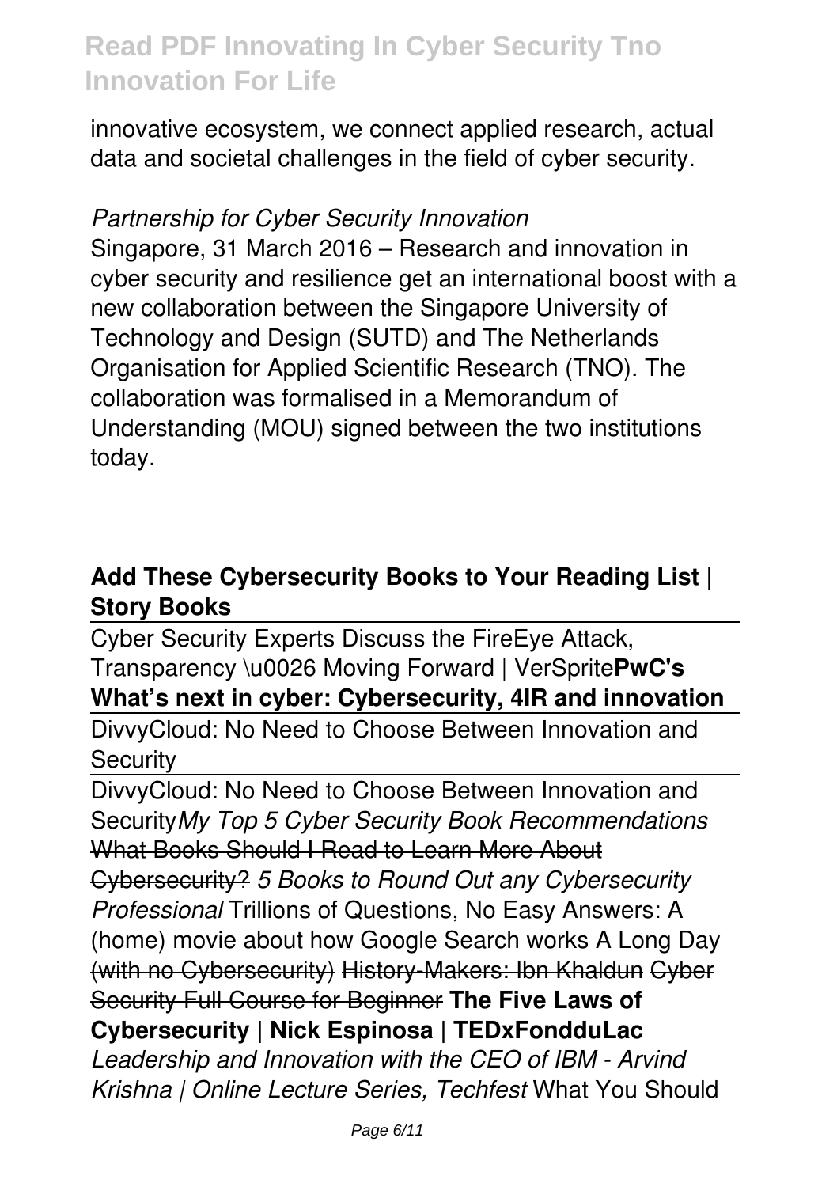innovative ecosystem, we connect applied research, actual data and societal challenges in the field of cyber security.

*Partnership for Cyber Security Innovation*

Singapore, 31 March 2016 – Research and innovation in cyber security and resilience get an international boost with a new collaboration between the Singapore University of Technology and Design (SUTD) and The Netherlands Organisation for Applied Scientific Research (TNO). The collaboration was formalised in a Memorandum of Understanding (MOU) signed between the two institutions today.

**Add These Cybersecurity Books to Your Reading List | Story Books**

Cyber Security Experts Discuss the FireEye Attack, Transparency \u0026 Moving Forward | VerSprite**PwC's What's next in cyber: Cybersecurity, 4IR and innovation**

DivvyCloud: No Need to Choose Between Innovation and Security

DivvyCloud: No Need to Choose Between Innovation and Security*My Top 5 Cyber Security Book Recommendations* ~~What Books Should I Read to Learn More About Cybersecurity?~~ *5 Books to Round Out any Cybersecurity Professional* Trillions of Questions, No Easy Answers: A (home) movie about how Google Search works ~~A Long Day (with no Cybersecurity)~~ ~~History-Makers: Ibn Khaldun~~ ~~Cyber Security Full Course for Beginner~~ **The Five Laws of Cybersecurity | Nick Espinosa | TEDxFondduLac** *Leadership and Innovation with the CEO of IBM - Arvind Krishna | Online Lecture Series, Techfest* What You Should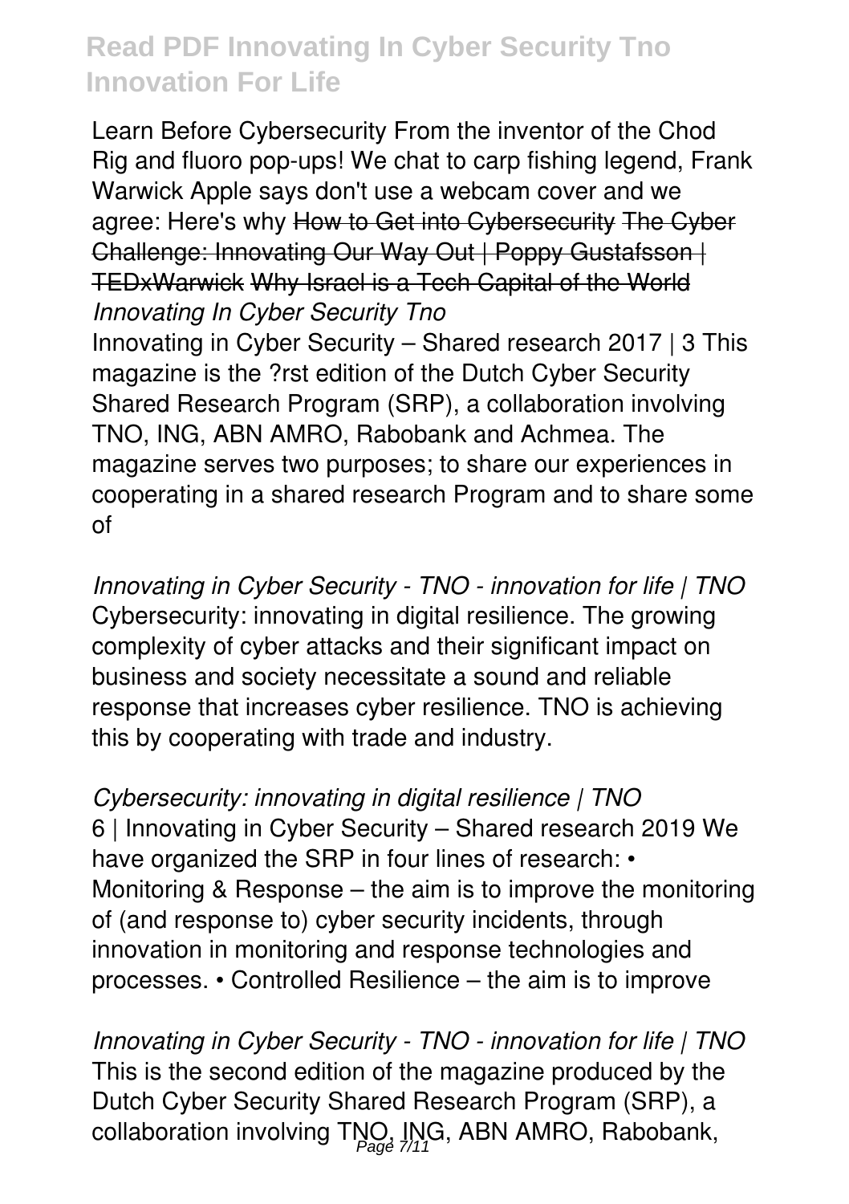Learn Before Cybersecurity From the inventor of the Chod Rig and fluoro pop-ups! We chat to carp fishing legend, Frank Warwick Apple says don't use a webcam cover and we agree: Here's why ~~How to Get into Cybersecurity~~ ~~The Cyber Challenge: Innovating Our Way Out | Poppy Gustafsson | TEDxWarwick~~ ~~Why Israel is a Tech Capital of the World~~

*Innovating In Cyber Security Tno*

Innovating in Cyber Security – Shared research 2017 | 3 This magazine is the ?rst edition of the Dutch Cyber Security Shared Research Program (SRP), a collaboration involving TNO, ING, ABN AMRO, Rabobank and Achmea. The magazine serves two purposes; to share our experiences in cooperating in a shared research Program and to share some of

*Innovating in Cyber Security - TNO - innovation for life | TNO*

Cybersecurity: innovating in digital resilience. The growing complexity of cyber attacks and their significant impact on business and society necessitate a sound and reliable response that increases cyber resilience. TNO is achieving this by cooperating with trade and industry.

*Cybersecurity: innovating in digital resilience | TNO*

6 | Innovating in Cyber Security – Shared research 2019 We have organized the SRP in four lines of research: • Monitoring & Response – the aim is to improve the monitoring of (and response to) cyber security incidents, through innovation in monitoring and response technologies and processes. • Controlled Resilience – the aim is to improve

*Innovating in Cyber Security - TNO - innovation for life | TNO*

This is the second edition of the magazine produced by the Dutch Cyber Security Shared Research Program (SRP), a collaboration involving TNO, ING, ABN AMRO, Rabobank,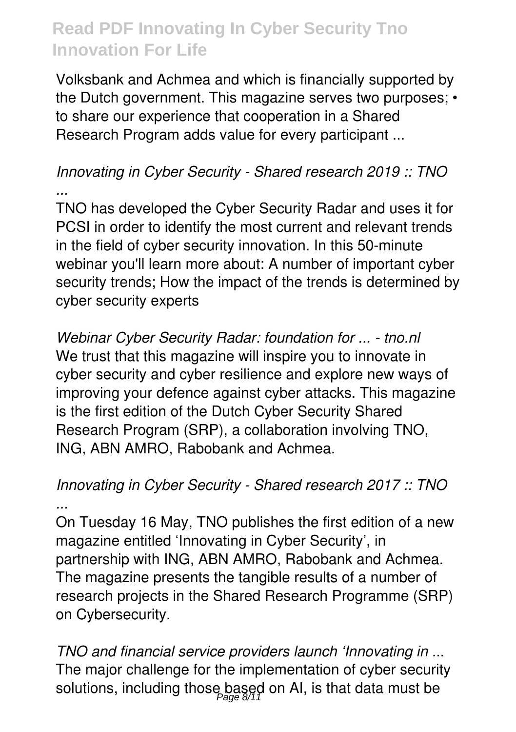Volksbank and Achmea and which is financially supported by the Dutch government. This magazine serves two purposes; • to share our experience that cooperation in a Shared Research Program adds value for every participant ...

*Innovating in Cyber Security - Shared research 2019 :: TNO ...*

TNO has developed the Cyber Security Radar and uses it for PCSI in order to identify the most current and relevant trends in the field of cyber security innovation. In this 50-minute webinar you'll learn more about: A number of important cyber security trends; How the impact of the trends is determined by cyber security experts

*Webinar Cyber Security Radar: foundation for ... - tno.nl*

We trust that this magazine will inspire you to innovate in cyber security and cyber resilience and explore new ways of improving your defence against cyber attacks. This magazine is the first edition of the Dutch Cyber Security Shared Research Program (SRP), a collaboration involving TNO, ING, ABN AMRO, Rabobank and Achmea.

*Innovating in Cyber Security - Shared research 2017 :: TNO ...*

On Tuesday 16 May, TNO publishes the first edition of a new magazine entitled 'Innovating in Cyber Security', in partnership with ING, ABN AMRO, Rabobank and Achmea. The magazine presents the tangible results of a number of research projects in the Shared Research Programme (SRP) on Cybersecurity.

*TNO and financial service providers launch 'Innovating in ...*

The major challenge for the implementation of cyber security solutions, including those based on AI, is that data must be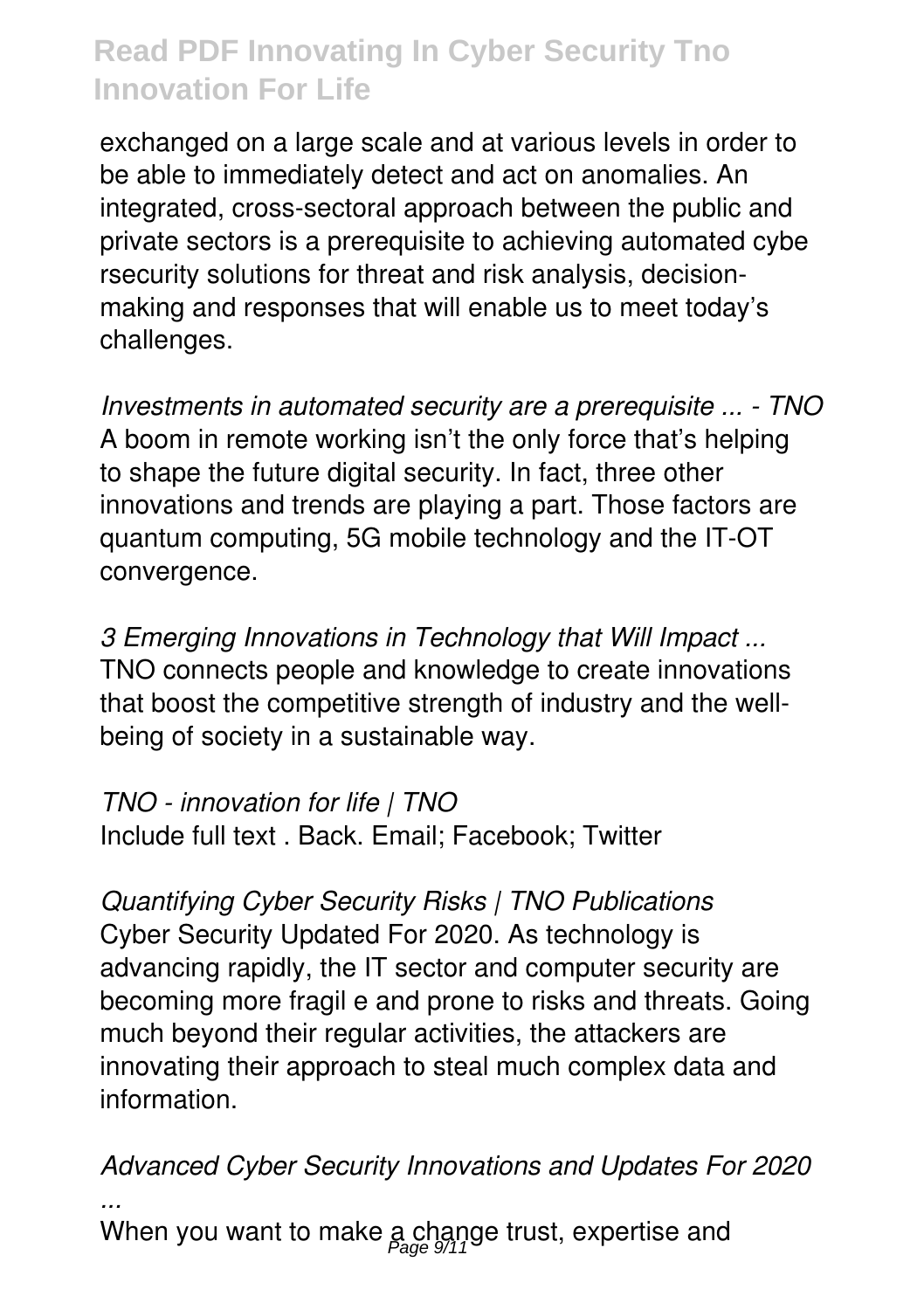exchanged on a large scale and at various levels in order to be able to immediately detect and act on anomalies. An integrated, cross-sectoral approach between the public and private sectors is a prerequisite to achieving automated cybe rsecurity solutions for threat and risk analysis, decision-making and responses that will enable us to meet today's challenges.

*Investments in automated security are a prerequisite ... - TNO*
A boom in remote working isn't the only force that's helping to shape the future digital security. In fact, three other innovations and trends are playing a part. Those factors are quantum computing, 5G mobile technology and the IT-OT convergence.

*3 Emerging Innovations in Technology that Will Impact ...*
TNO connects people and knowledge to create innovations that boost the competitive strength of industry and the well-being of society in a sustainable way.

*TNO - innovation for life | TNO*
Include full text . Back. Email; Facebook; Twitter

*Quantifying Cyber Security Risks | TNO Publications*
Cyber Security Updated For 2020. As technology is advancing rapidly, the IT sector and computer security are becoming more fragil e and prone to risks and threats. Going much beyond their regular activities, the attackers are innovating their approach to steal much complex data and information.

*Advanced Cyber Security Innovations and Updates For 2020 ...*
When you want to make a change trust, expertise and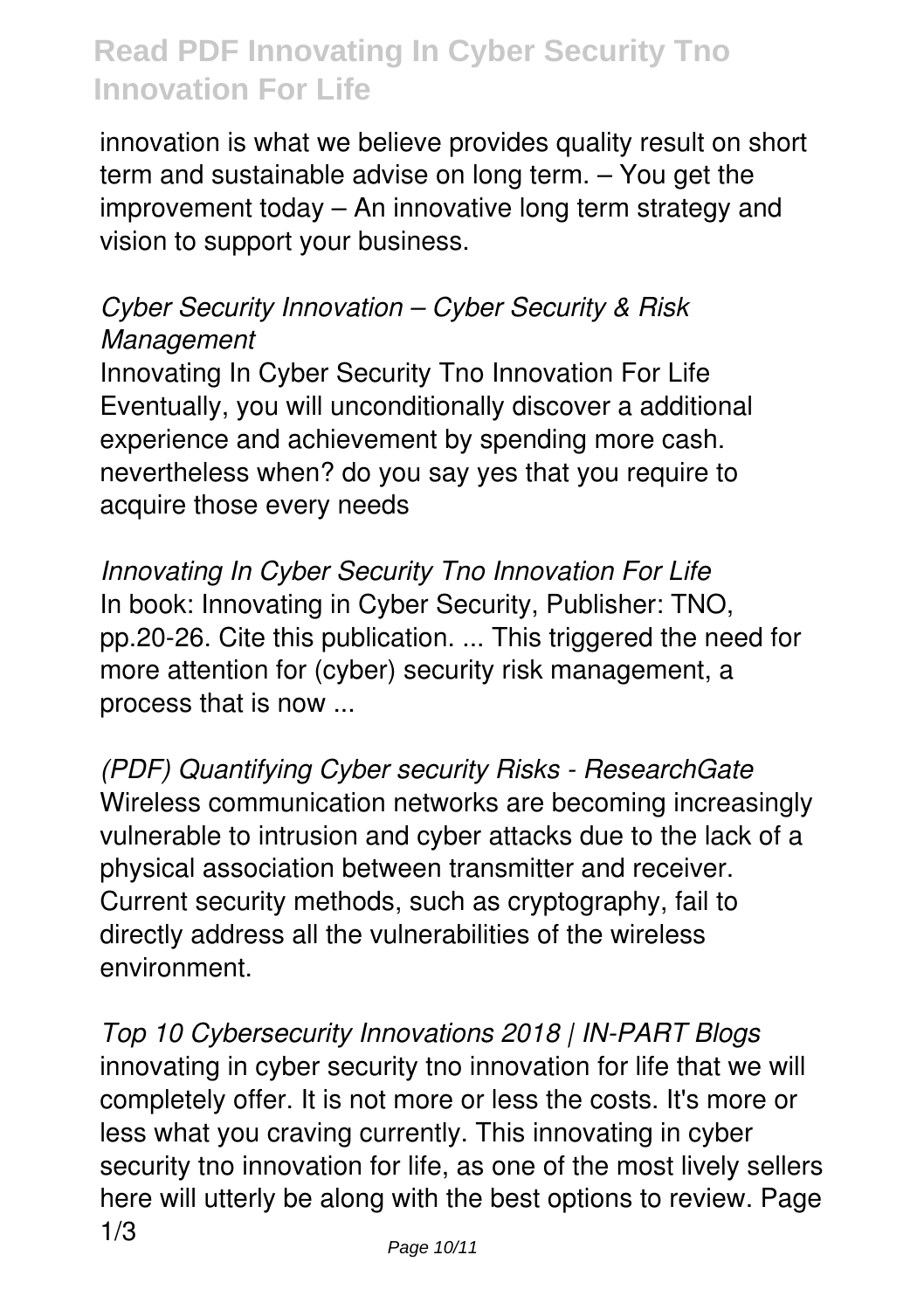innovation is what we believe provides quality result on short term and sustainable advise on long term. – You get the improvement today – An innovative long term strategy and vision to support your business.

*Cyber Security Innovation – Cyber Security & Risk Management*

Innovating In Cyber Security Tno Innovation For Life Eventually, you will unconditionally discover a additional experience and achievement by spending more cash. nevertheless when? do you say yes that you require to acquire those every needs

*Innovating In Cyber Security Tno Innovation For Life*

In book: Innovating in Cyber Security, Publisher: TNO, pp.20-26. Cite this publication. ... This triggered the need for more attention for (cyber) security risk management, a process that is now ...

*(PDF) Quantifying Cyber security Risks - ResearchGate*

Wireless communication networks are becoming increasingly vulnerable to intrusion and cyber attacks due to the lack of a physical association between transmitter and receiver. Current security methods, such as cryptography, fail to directly address all the vulnerabilities of the wireless environment.

*Top 10 Cybersecurity Innovations 2018 | IN-PART Blogs*

innovating in cyber security tno innovation for life that we will completely offer. It is not more or less the costs. It's more or less what you craving currently. This innovating in cyber security tno innovation for life, as one of the most lively sellers here will utterly be along with the best options to review. Page 1/3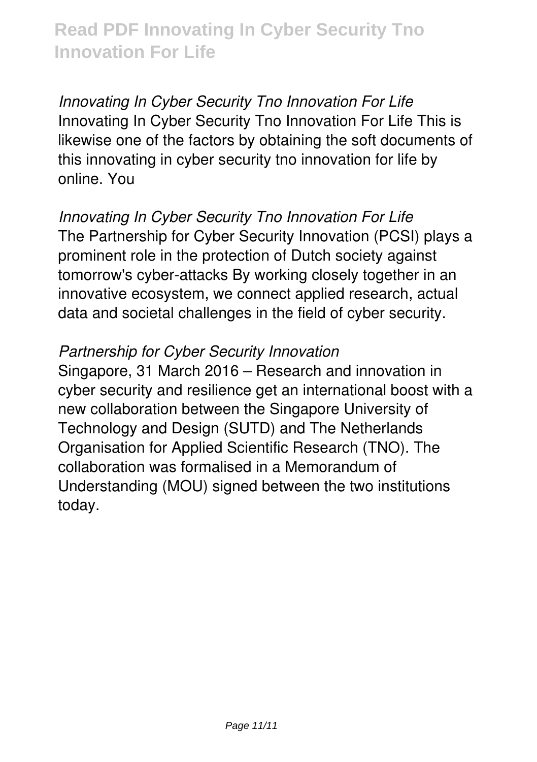*Innovating In Cyber Security Tno Innovation For Life*

Innovating In Cyber Security Tno Innovation For Life This is likewise one of the factors by obtaining the soft documents of this innovating in cyber security tno innovation for life by online. You

*Innovating In Cyber Security Tno Innovation For Life*

The Partnership for Cyber Security Innovation (PCSI) plays a prominent role in the protection of Dutch society against tomorrow's cyber-attacks By working closely together in an innovative ecosystem, we connect applied research, actual data and societal challenges in the field of cyber security.

*Partnership for Cyber Security Innovation*

Singapore, 31 March 2016 – Research and innovation in cyber security and resilience get an international boost with a new collaboration between the Singapore University of Technology and Design (SUTD) and The Netherlands Organisation for Applied Scientific Research (TNO). The collaboration was formalised in a Memorandum of Understanding (MOU) signed between the two institutions today.